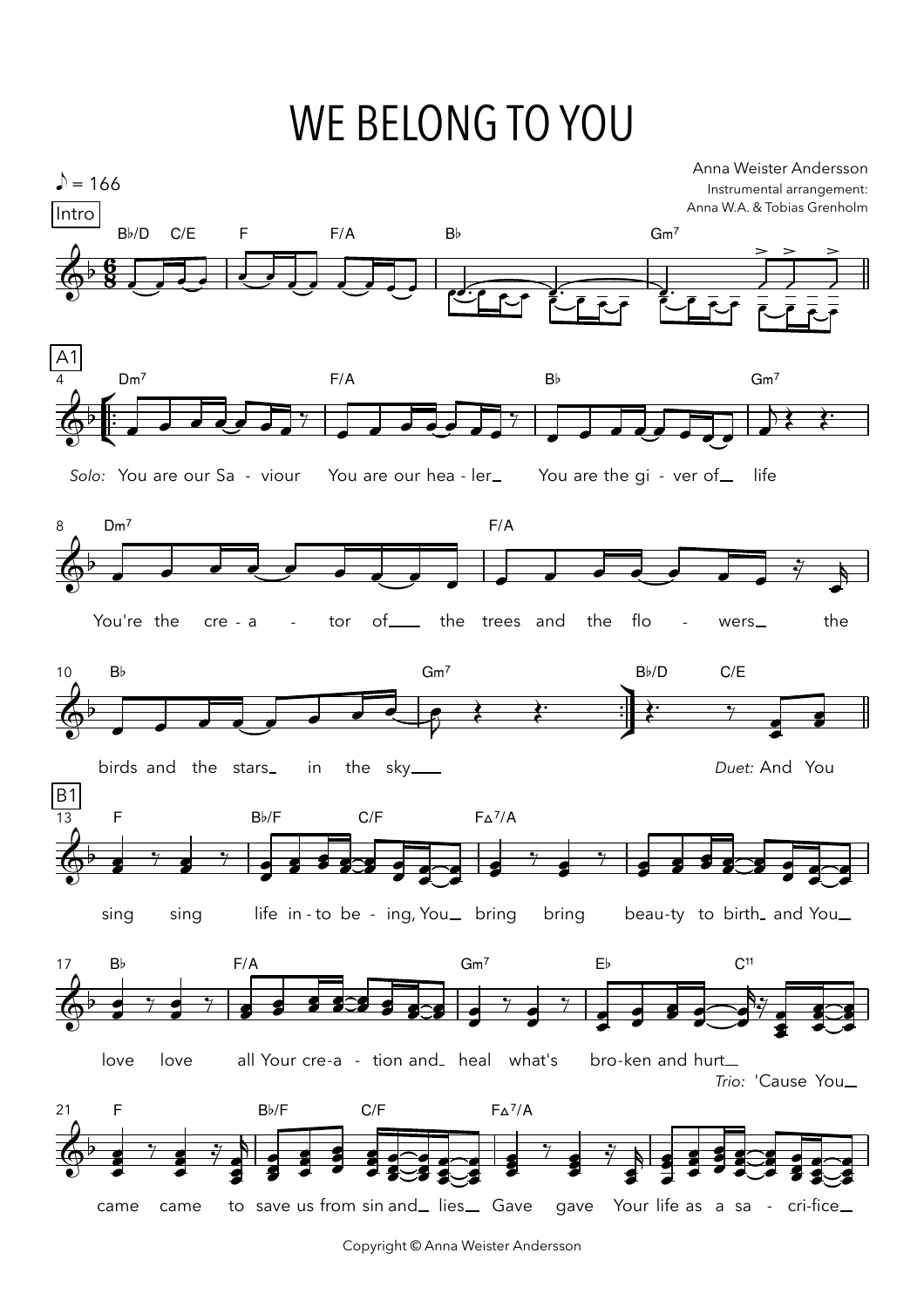# WE BELONG TO YOU

Anna Weister Andersson

Instrumental arrangement: Anna W.A. & Tobias Grenholm

♪ = 166

**Intro**

B♭/D C/E | F F/A | B♭ | Gm7

**A1**

Dm7 | F/A | B♭ | Gm7

*Solo:* You are our Sa - viour You are our hea - ler You are the gi - ver of life

Dm7 | F/A

You're the cre - a - tor of the trees and the flo - wers the

B♭ | Gm7 | B♭/D C/E

birds and the stars in the sky *Duet:* And You

**B1**

F | B♭/F C/F | FΔ7/A

sing sing life in - to be - ing, You bring bring beau-ty to birth and You

B♭ | F/A | Gm7 | E♭ C11

love love all Your cre-a - tion and heal what's bro-ken and hurt

*Trio:* 'Cause You

F | B♭/F C/F | FΔ7/A

came came to save us from sin and lies Gave gave Your life as a sa - cri-fice

Copyright © Anna Weister Andersson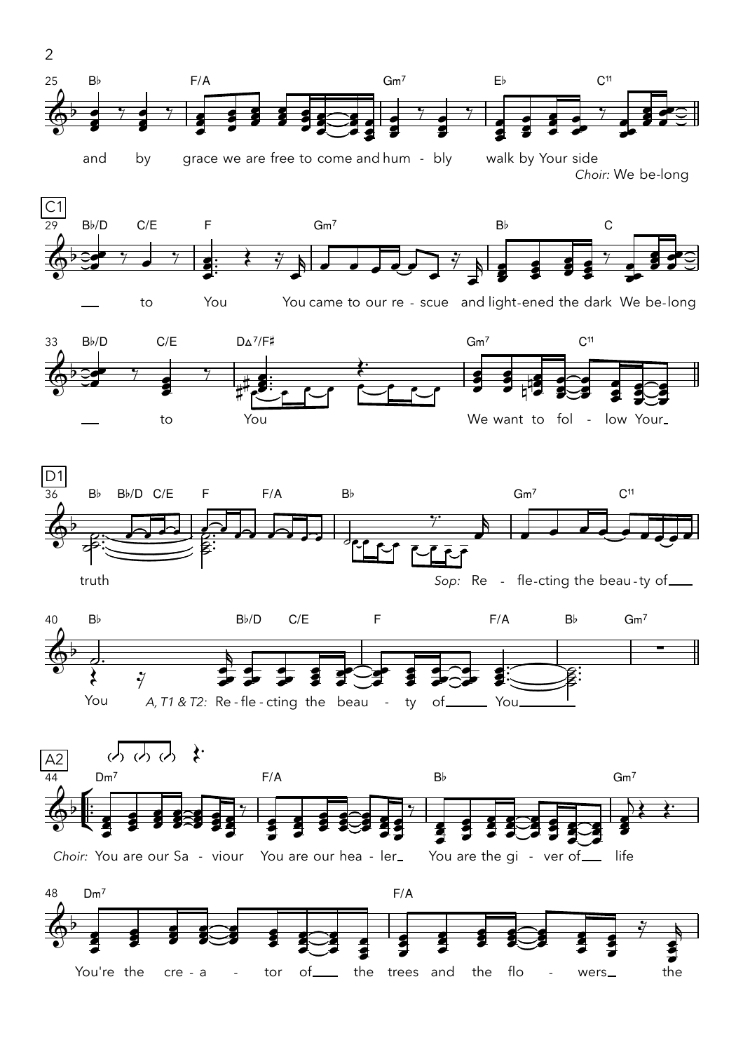**25** B♭ F/A Gm7 E♭ C11

and by grace we are free to come and hum - bly walk by Your side

*Choir:* We be-long

## C1

**29** B♭/D C/E F Gm7 B♭ C

to You You came to our re - scue and light-ened the dark We be-long

**33** B♭/D C/E D∆7/F♯ Gm7 C11

to You We want to fol - low Your

## D1

**36** B♭ B♭/D C/E F F/A B♭ Gm7 C11

truth *Sop:* Re - fle-cting the beau-ty of

**40** B♭ B♭/D C/E F F/A B♭ Gm7

You *A, T1 & T2:* Re - fle - cting the beau - ty of You

## A2

**44** Dm7 F/A B♭ Gm7

*Choir:* You are our Sa - viour You are our hea - ler You are the gi - ver of life

**48** Dm7 F/A

You're the cre - a - tor of the trees and the flo - wers the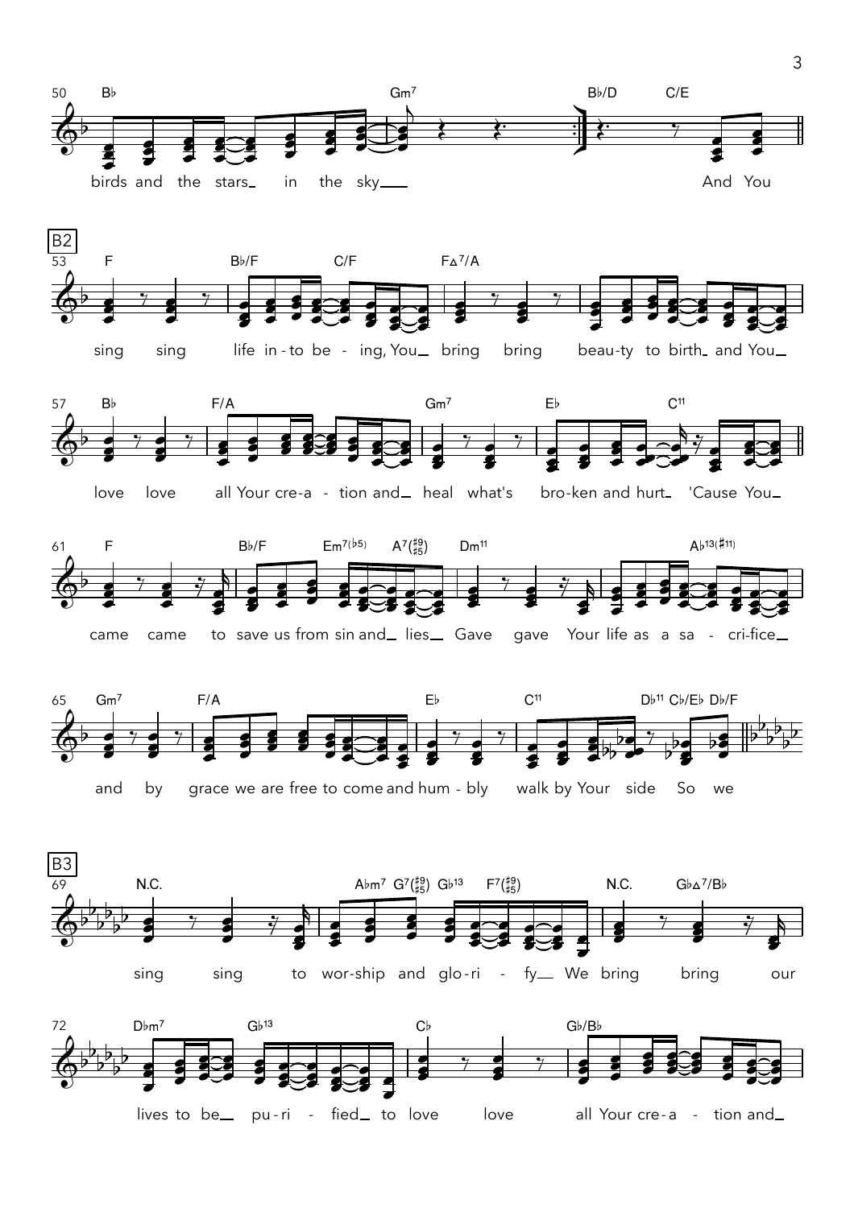**50** B♭ — Gm⁷ — B♭/D — C/E

birds and the stars_ in the sky___ And You

## B2

**53** F — B♭/F — C/F — F△⁷/A

sing sing life in - to be - ing, You_ bring bring beau-ty to birth_ and You_

**57** B♭ — F/A — Gm⁷ — E♭ — C¹¹

love love all Your cre-a - tion and_ heal what's bro-ken and hurt_ 'Cause You_

**61** F — B♭/F — Em⁷⁽♭⁵⁾ — A⁷(♯9/♯5) — Dm¹¹ — A♭¹³⁽♯¹¹⁾

came came to save us from sin and_ lies_ Gave gave Your life as a sa - cri-fice_

**65** Gm⁷ — F/A — E♭ — C¹¹ — D♭¹¹ — C♭/E♭ — D♭/F

and by grace we are free to come and hum - bly walk by Your side So we

## B3

**69** N.C. — A♭m⁷ — G⁷(♯9/♯5) — G♭¹³ — F⁷(♯9/♯5) — N.C. — G♭△⁷/B♭

sing sing to wor-ship and glo-ri - fy_ We bring bring our

**72** D♭m⁷ — G♭¹³ — C♭ — G♭/B♭

lives to be_ pu-ri - fied_ to love love all Your cre-a - tion and_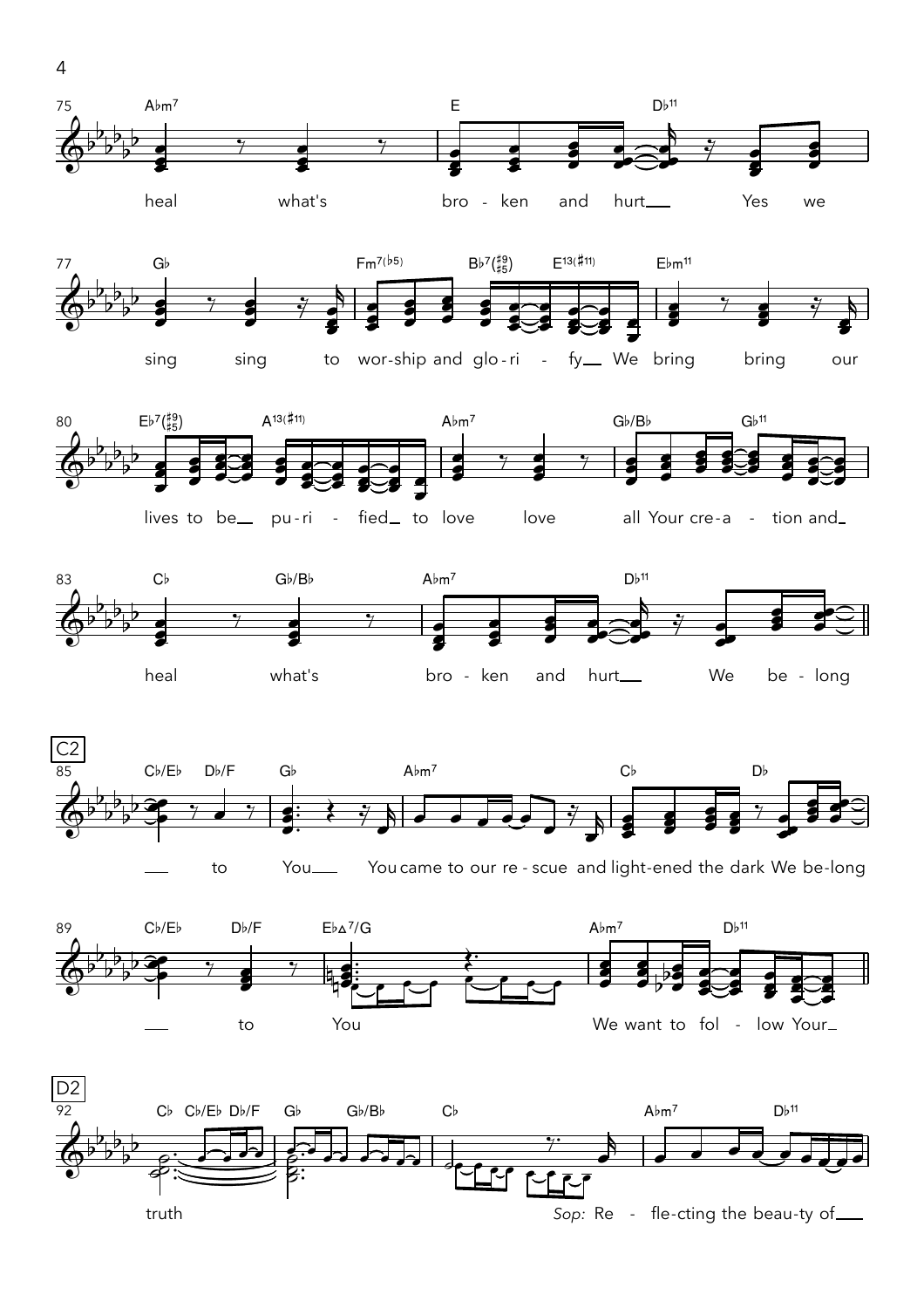**75** A♭m7 — E — D♭11

heal what's bro - ken and hurt__ Yes we

**77** G♭ — Fm7(♭5) — B♭7(♯9/♯5) — E13(♯11) — E♭m11

sing sing to wor-ship and glo-ri - fy__ We bring bring our

**80** E♭7(♯9/♯5) — A13(♯11) — A♭m7 — G♭/B♭ — G♭11

lives to be__ pu-ri - fied__ to love love all Your cre-a - tion and__

**83** C♭ — G♭/B♭ — A♭m7 — D♭11

heal what's bro - ken and hurt__ We be - long

## C2

**85** C♭/E♭ — D♭/F — G♭ — A♭m7 — C♭ — D♭

__ to You__ You came to our re - scue and light-ened the dark We be-long

**89** C♭/E♭ — D♭/F — E♭Δ7/G — A♭m7 — D♭11

__ to You We want to fol - low Your__

## D2

**92** C♭ — C♭/E♭ — D♭/F — G♭ — G♭/B♭ — C♭ — A♭m7 — D♭11

truth *Sop:* Re - fle-cting the beau-ty of__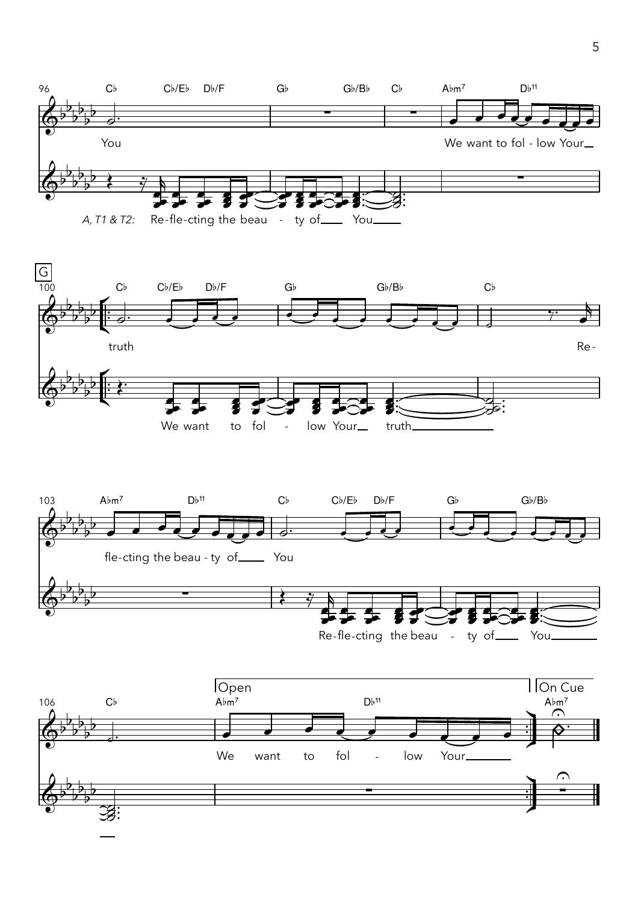96

C♭ C♭/E♭ D♭/F G♭ G♭/B♭ C♭ A♭m7 D♭11

You We want to fol - low Your

*A, T1 & T2:* Re-fle-cting the beau - ty of You

G

100

C♭ C♭/E♭ D♭/F G♭ G♭/B♭ C♭

truth Re-

We want to fol - low Your truth

103

A♭m7 D♭11 C♭ C♭/E♭ D♭/F G♭ G♭/B♭

fle-cting the beau - ty of You

Re-fle-cting the beau - ty of You

106

C♭

Open

A♭m7 D♭11

We want to fol - low Your

On Cue

A♭m7